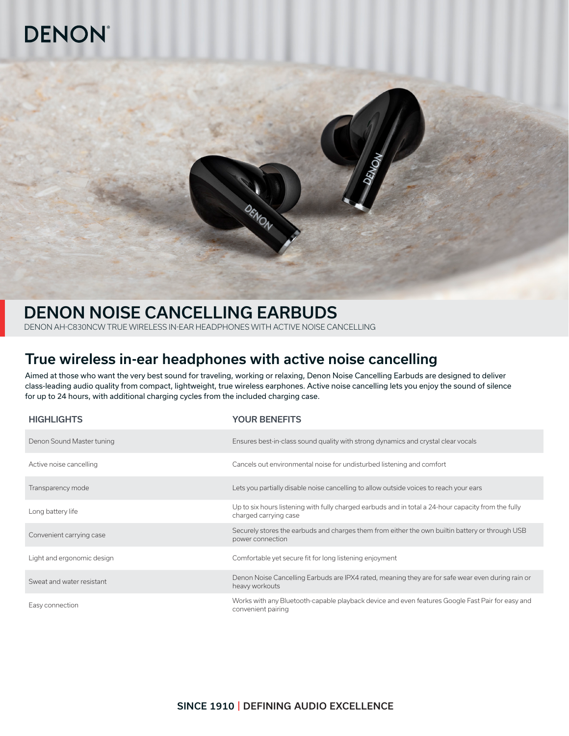DENON®

# DENON NOISE CANCELLING EARBUDS

DENON AH-C830NCW TRUE WIRELESS IN-EAR HEADPHONES WITH ACTIVE NOISE CANCELLING

## True wireless in-ear headphones with active noise cancelling

Aimed at those who want the very best sound for traveling, working or relaxing, Denon Noise Cancelling Earbuds are designed to deliver class-leading audio quality from compact, lightweight, true wireless earphones. Active noise cancelling lets you enjoy the sound of silence for up to 24 hours, with additional charging cycles from the included charging case.

| HIGHLIGHTS | YOUR BENEFITS |
|---|---|
| Denon Sound Master tuning | Ensures best-in-class sound quality with strong dynamics and crystal clear vocals |
| Active noise cancelling | Cancels out environmental noise for undisturbed listening and comfort |
| Transparency mode | Lets you partially disable noise cancelling to allow outside voices to reach your ears |
| Long battery life | Up to six hours listening with fully charged earbuds and in total a 24-hour capacity from the fully charged carrying case |
| Convenient carrying case | Securely stores the earbuds and charges them from either the own builtin battery or through USB power connection |
| Light and ergonomic design | Comfortable yet secure fit for long listening enjoyment |
| Sweat and water resistant | Denon Noise Cancelling Earbuds are IPX4 rated, meaning they are for safe wear even during rain or heavy workouts |
| Easy connection | Works with any Bluetooth-capable playback device and even features Google Fast Pair for easy and convenient pairing |

**SINCE 1910 | DEFINING AUDIO EXCELLENCE**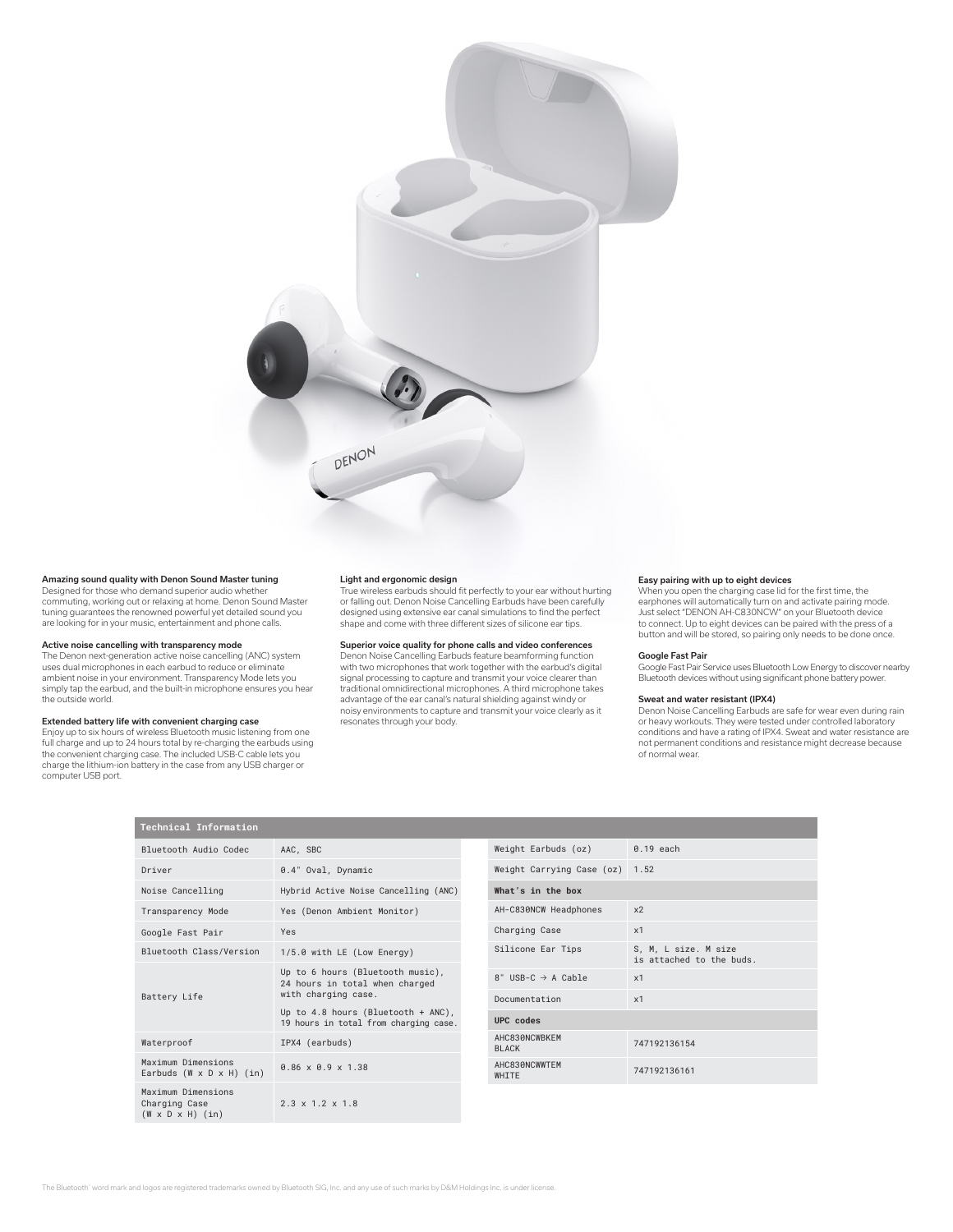### Amazing sound quality with Denon Sound Master tuning

Designed for those who demand superior audio whether commuting, working out or relaxing at home. Denon Sound Master tuning guarantees the renowned powerful yet detailed sound you are looking for in your music, entertainment and phone calls.

### Active noise cancelling with transparency mode

The Denon next-generation active noise cancelling (ANC) system uses dual microphones in each earbud to reduce or eliminate ambient noise in your environment. Transparency Mode lets you simply tap the earbud, and the built-in microphone ensures you hear the outside world.

### Extended battery life with convenient charging case

Enjoy up to six hours of wireless Bluetooth music listening from one full charge and up to 24 hours total by re-charging the earbuds using the convenient charging case. The included USB-C cable lets you charge the lithium-ion battery in the case from any USB charger or computer USB port.

### Light and ergonomic design

True wireless earbuds should fit perfectly to your ear without hurting or falling out. Denon Noise Cancelling Earbuds have been carefully designed using extensive ear canal simulations to find the perfect shape and come with three different sizes of silicone ear tips.

### Superior voice quality for phone calls and video conferences

Denon Noise Cancelling Earbuds feature beamforming function with two microphones that work together with the earbud's digital signal processing to capture and transmit your voice clearer than traditional omnidirectional microphones. A third microphone takes advantage of the ear canal's natural shielding against windy or noisy environments to capture and transmit your voice clearly as it resonates through your body.

### Easy pairing with up to eight devices

When you open the charging case lid for the first time, the earphones will automatically turn on and activate pairing mode. Just select "DENON AH-C830NCW" on your Bluetooth device to connect. Up to eight devices can be paired with the press of a button and will be stored, so pairing only needs to be done once.

### Google Fast Pair

Google Fast Pair Service uses Bluetooth Low Energy to discover nearby Bluetooth devices without using significant phone battery power.

### Sweat and water resistant (IPX4)

Denon Noise Cancelling Earbuds are safe for wear even during rain or heavy workouts. They were tested under controlled laboratory conditions and have a rating of IPX4. Sweat and water resistance are not permanent conditions and resistance might decrease because of normal wear.

| Technical Information | |
|---|---|
| Bluetooth Audio Codec | AAC, SBC |
| Driver | 0.4" Oval, Dynamic |
| Noise Cancelling | Hybrid Active Noise Cancelling (ANC) |
| Transparency Mode | Yes (Denon Ambient Monitor) |
| Google Fast Pair | Yes |
| Bluetooth Class/Version | 1/5.0 with LE (Low Energy) |
| Battery Life | Up to 6 hours (Bluetooth music), 24 hours in total when charged with charging case.<br>Up to 4.8 hours (Bluetooth + ANC), 19 hours in total from charging case. |
| Waterproof | IPX4 (earbuds) |
| Maximum Dimensions Earbuds (W x D x H) (in) | 0.86 x 0.9 x 1.38 |
| Maximum Dimensions Charging Case (W x D x H) (in) | 2.3 x 1.2 x 1.8 |
| Weight Earbuds (oz) | 0.19 each |
| Weight Carrying Case (oz) | 1.52 |
| **What's in the box** | |
| AH-C830NCW Headphones | x2 |
| Charging Case | x1 |
| Silicone Ear Tips | S, M, L size. M size is attached to the buds. |
| 8" USB-C → A Cable | x1 |
| Documentation | x1 |
| **UPC codes** | |
| AHC830NCWBKEM BLACK | 747192136154 |
| AHC830NCWWTEM WHITE | 747192136161 |

The Bluetooth® word mark and logos are registered trademarks owned by Bluetooth SIG, Inc. and any use of such marks by D&M Holdings Inc. is under license.